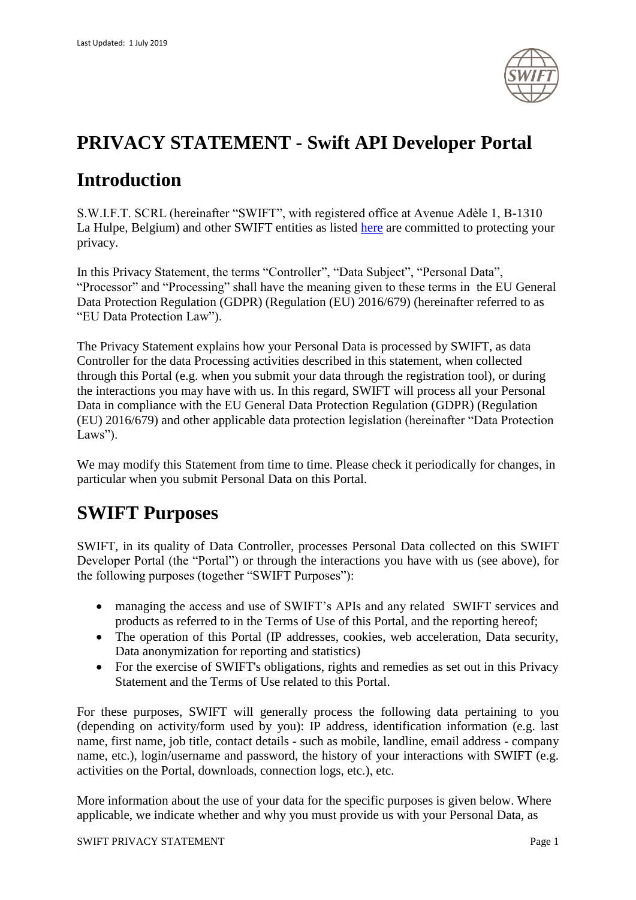Last Updated: 1 July 2019

# PRIVACY STATEMENT - Swift API Developer Portal

## Introduction

S.W.I.F.T. SCRL (hereinafter "SWIFT", with registered office at Avenue Adèle 1, B-1310 La Hulpe, Belgium) and other SWIFT entities as listed here are committed to protecting your privacy.

In this Privacy Statement, the terms "Controller", "Data Subject", "Personal Data", "Processor" and "Processing" shall have the meaning given to these terms in the EU General Data Protection Regulation (GDPR) (Regulation (EU) 2016/679) (hereinafter referred to as "EU Data Protection Law").

The Privacy Statement explains how your Personal Data is processed by SWIFT, as data Controller for the data Processing activities described in this statement, when collected through this Portal (e.g. when you submit your data through the registration tool), or during the interactions you may have with us. In this regard, SWIFT will process all your Personal Data in compliance with the EU General Data Protection Regulation (GDPR) (Regulation (EU) 2016/679) and other applicable data protection legislation (hereinafter "Data Protection Laws").

We may modify this Statement from time to time. Please check it periodically for changes, in particular when you submit Personal Data on this Portal.

## SWIFT Purposes

SWIFT, in its quality of Data Controller, processes Personal Data collected on this SWIFT Developer Portal (the "Portal") or through the interactions you have with us (see above), for the following purposes (together "SWIFT Purposes"):

- managing the access and use of SWIFT's APIs and any related SWIFT services and products as referred to in the Terms of Use of this Portal, and the reporting hereof;
- The operation of this Portal (IP addresses, cookies, web acceleration, Data security, Data anonymization for reporting and statistics)
- For the exercise of SWIFT's obligations, rights and remedies as set out in this Privacy Statement and the Terms of Use related to this Portal.

For these purposes, SWIFT will generally process the following data pertaining to you (depending on activity/form used by you): IP address, identification information (e.g. last name, first name, job title, contact details - such as mobile, landline, email address - company name, etc.), login/username and password, the history of your interactions with SWIFT (e.g. activities on the Portal, downloads, connection logs, etc.), etc.

More information about the use of your data for the specific purposes is given below. Where applicable, we indicate whether and why you must provide us with your Personal Data, as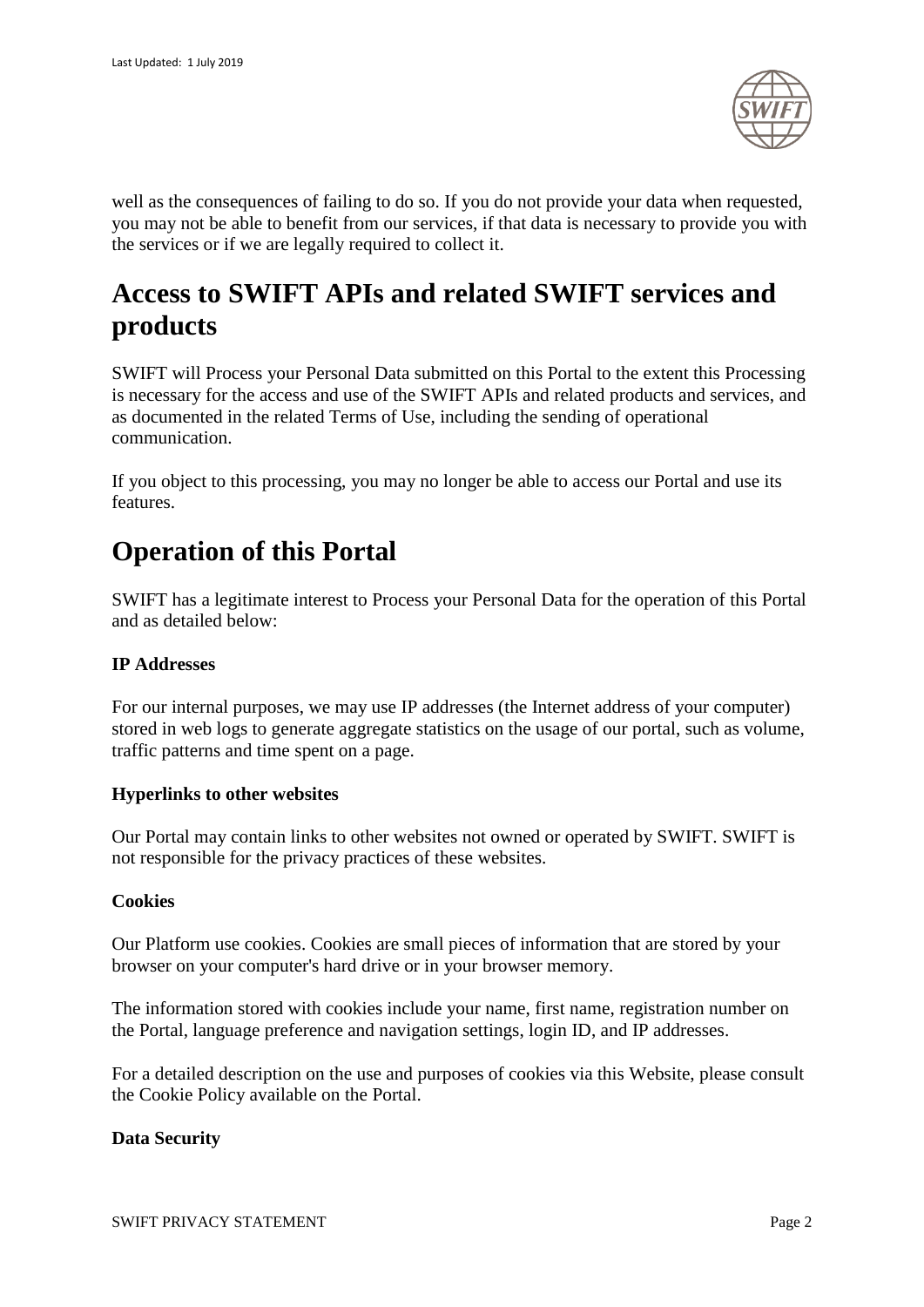well as the consequences of failing to do so. If you do not provide your data when requested, you may not be able to benefit from our services, if that data is necessary to provide you with the services or if we are legally required to collect it.

## Access to SWIFT APIs and related SWIFT services and products

SWIFT will Process your Personal Data submitted on this Portal to the extent this Processing is necessary for the access and use of the SWIFT APIs and related products and services, and as documented in the related Terms of Use, including the sending of operational communication.

If you object to this processing, you may no longer be able to access our Portal and use its features.

## Operation of this Portal

SWIFT has a legitimate interest to Process your Personal Data for the operation of this Portal and as detailed below:

### IP Addresses

For our internal purposes, we may use IP addresses (the Internet address of your computer) stored in web logs to generate aggregate statistics on the usage of our portal, such as volume, traffic patterns and time spent on a page.

### Hyperlinks to other websites

Our Portal may contain links to other websites not owned or operated by SWIFT. SWIFT is not responsible for the privacy practices of these websites.

### Cookies

Our Platform use cookies. Cookies are small pieces of information that are stored by your browser on your computer's hard drive or in your browser memory.

The information stored with cookies include your name, first name, registration number on the Portal, language preference and navigation settings, login ID, and IP addresses.

For a detailed description on the use and purposes of cookies via this Website, please consult the Cookie Policy available on the Portal.

### Data Security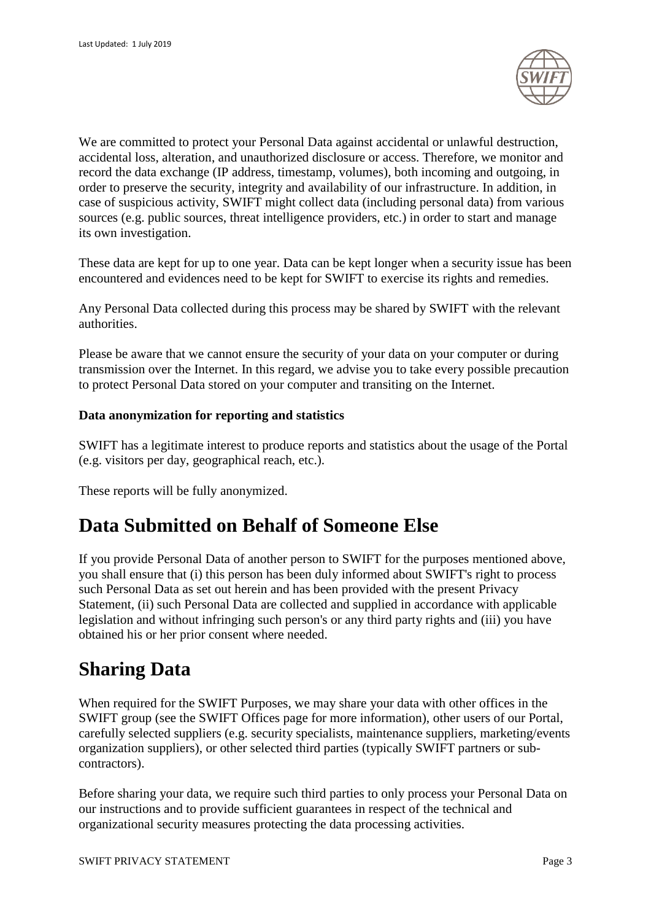We are committed to protect your Personal Data against accidental or unlawful destruction, accidental loss, alteration, and unauthorized disclosure or access. Therefore, we monitor and record the data exchange (IP address, timestamp, volumes), both incoming and outgoing, in order to preserve the security, integrity and availability of our infrastructure. In addition, in case of suspicious activity, SWIFT might collect data (including personal data) from various sources (e.g. public sources, threat intelligence providers, etc.) in order to start and manage its own investigation.

These data are kept for up to one year. Data can be kept longer when a security issue has been encountered and evidences need to be kept for SWIFT to exercise its rights and remedies.

Any Personal Data collected during this process may be shared by SWIFT with the relevant authorities.

Please be aware that we cannot ensure the security of your data on your computer or during transmission over the Internet. In this regard, we advise you to take every possible precaution to protect Personal Data stored on your computer and transiting on the Internet.

**Data anonymization for reporting and statistics**

SWIFT has a legitimate interest to produce reports and statistics about the usage of the Portal (e.g. visitors per day, geographical reach, etc.).

These reports will be fully anonymized.

# Data Submitted on Behalf of Someone Else

If you provide Personal Data of another person to SWIFT for the purposes mentioned above, you shall ensure that (i) this person has been duly informed about SWIFT's right to process such Personal Data as set out herein and has been provided with the present Privacy Statement, (ii) such Personal Data are collected and supplied in accordance with applicable legislation and without infringing such person's or any third party rights and (iii) you have obtained his or her prior consent where needed.

# Sharing Data

When required for the SWIFT Purposes, we may share your data with other offices in the SWIFT group (see the SWIFT Offices page for more information), other users of our Portal, carefully selected suppliers (e.g. security specialists, maintenance suppliers, marketing/events organization suppliers), or other selected third parties (typically SWIFT partners or sub-contractors).

Before sharing your data, we require such third parties to only process your Personal Data on our instructions and to provide sufficient guarantees in respect of the technical and organizational security measures protecting the data processing activities.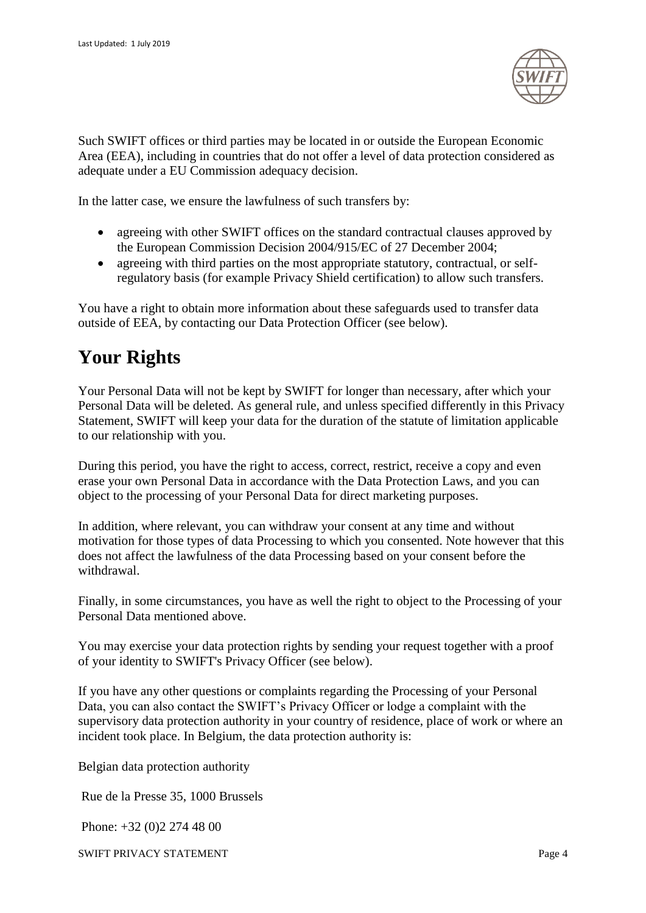Such SWIFT offices or third parties may be located in or outside the European Economic Area (EEA), including in countries that do not offer a level of data protection considered as adequate under a EU Commission adequacy decision.

In the latter case, we ensure the lawfulness of such transfers by:

- agreeing with other SWIFT offices on the standard contractual clauses approved by the European Commission Decision 2004/915/EC of 27 December 2004;
- agreeing with third parties on the most appropriate statutory, contractual, or self-regulatory basis (for example Privacy Shield certification) to allow such transfers.

You have a right to obtain more information about these safeguards used to transfer data outside of EEA, by contacting our Data Protection Officer (see below).

# Your Rights

Your Personal Data will not be kept by SWIFT for longer than necessary, after which your Personal Data will be deleted. As general rule, and unless specified differently in this Privacy Statement, SWIFT will keep your data for the duration of the statute of limitation applicable to our relationship with you.

During this period, you have the right to access, correct, restrict, receive a copy and even erase your own Personal Data in accordance with the Data Protection Laws, and you can object to the processing of your Personal Data for direct marketing purposes.

In addition, where relevant, you can withdraw your consent at any time and without motivation for those types of data Processing to which you consented. Note however that this does not affect the lawfulness of the data Processing based on your consent before the withdrawal.

Finally, in some circumstances, you have as well the right to object to the Processing of your Personal Data mentioned above.

You may exercise your data protection rights by sending your request together with a proof of your identity to SWIFT's Privacy Officer (see below).

If you have any other questions or complaints regarding the Processing of your Personal Data, you can also contact the SWIFT's Privacy Officer or lodge a complaint with the supervisory data protection authority in your country of residence, place of work or where an incident took place. In Belgium, the data protection authority is:

Belgian data protection authority

Rue de la Presse 35, 1000 Brussels

Phone: +32 (0)2 274 48 00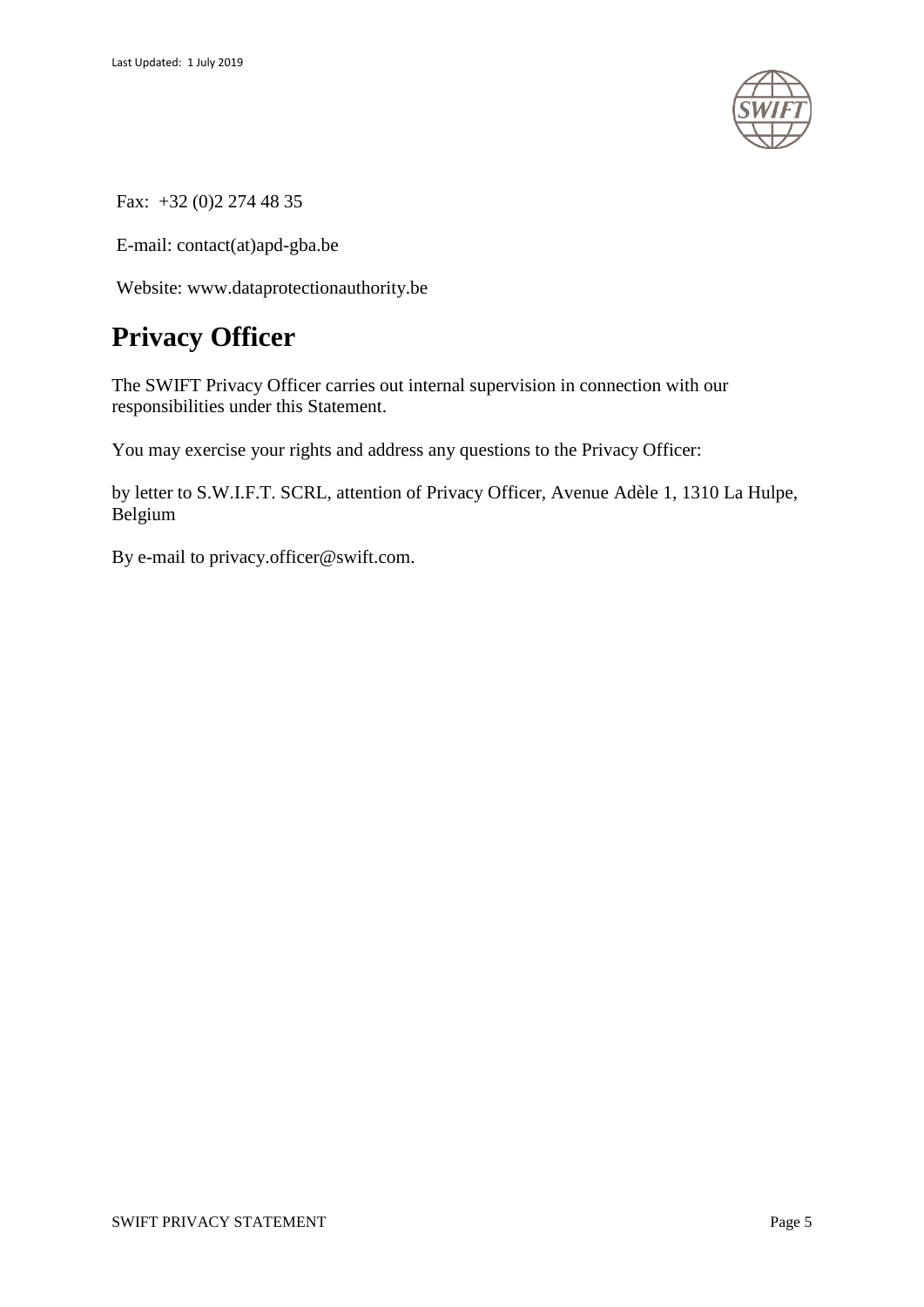Fax: +32 (0)2 274 48 35

E-mail: contact(at)apd-gba.be

Website: www.dataprotectionauthority.be

# Privacy Officer

The SWIFT Privacy Officer carries out internal supervision in connection with our responsibilities under this Statement.

You may exercise your rights and address any questions to the Privacy Officer:

by letter to S.W.I.F.T. SCRL, attention of Privacy Officer, Avenue Adèle 1, 1310 La Hulpe, Belgium

By e-mail to privacy.officer@swift.com.